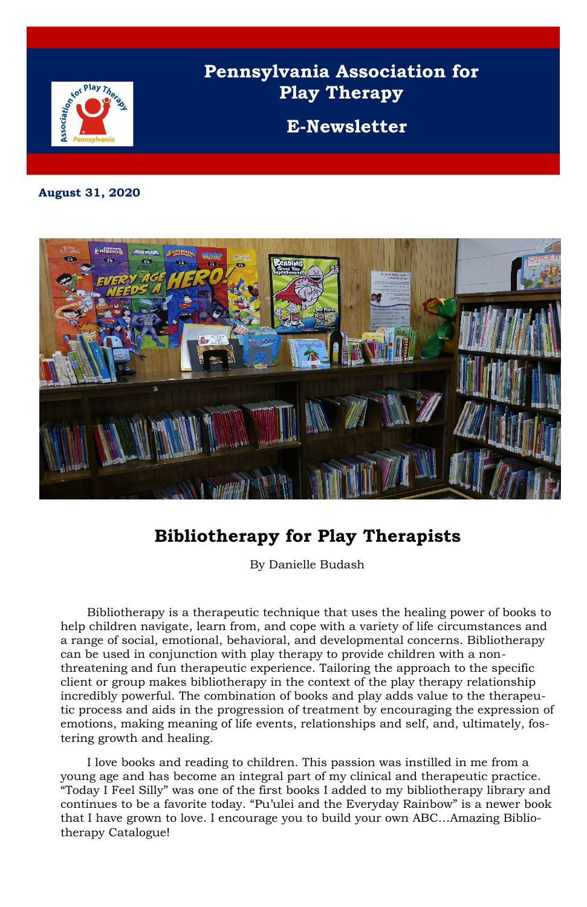# Pennsylvania Association for Play Therapy

## E-Newsletter

**August 31, 2020**

## Bibliotherapy for Play Therapists

By Danielle Budash

Bibliotherapy is a therapeutic technique that uses the healing power of books to help children navigate, learn from, and cope with a variety of life circumstances and a range of social, emotional, behavioral, and developmental concerns. Bibliotherapy can be used in conjunction with play therapy to provide children with a non-threatening and fun therapeutic experience. Tailoring the approach to the specific client or group makes bibliotherapy in the context of the play therapy relationship incredibly powerful. The combination of books and play adds value to the therapeutic process and aids in the progression of treatment by encouraging the expression of emotions, making meaning of life events, relationships and self, and, ultimately, fostering growth and healing.

I love books and reading to children. This passion was instilled in me from a young age and has become an integral part of my clinical and therapeutic practice. "Today I Feel Silly" was one of the first books I added to my bibliotherapy library and continues to be a favorite today. "Pu'ulei and the Everyday Rainbow" is a newer book that I have grown to love. I encourage you to build your own ABC…Amazing Bibliotherapy Catalogue!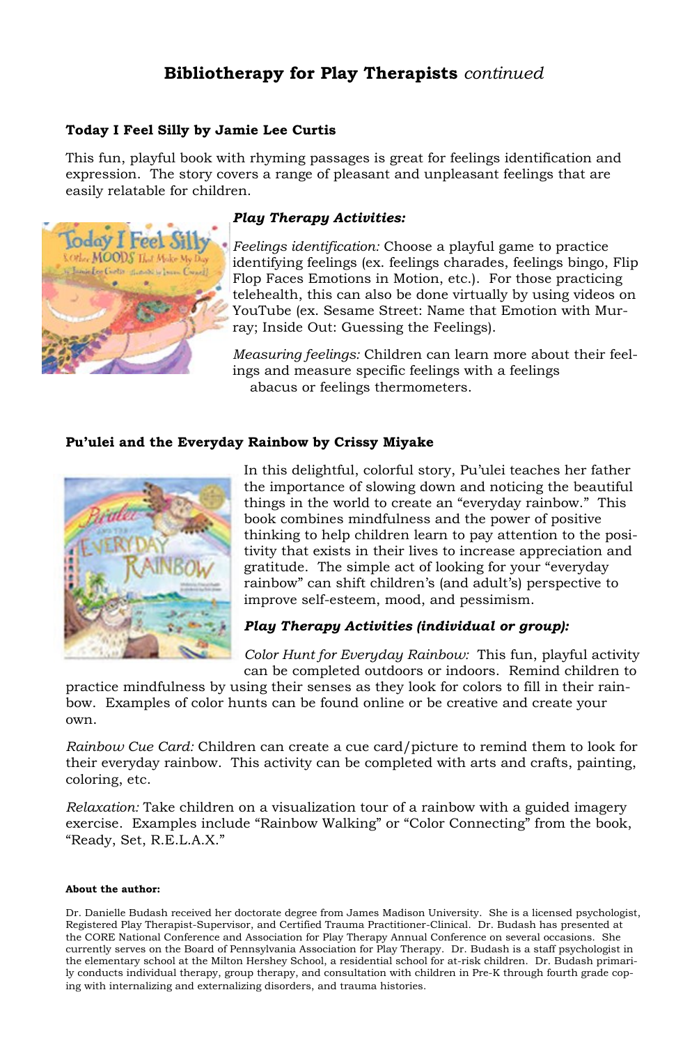## **Bibliotherapy for Play Therapists** *continued*

### **Today I Feel Silly by Jamie Lee Curtis**

This fun, playful book with rhyming passages is great for feelings identification and expression. The story covers a range of pleasant and unpleasant feelings that are easily relatable for children.

***Play Therapy Activities:***

*Feelings identification:* Choose a playful game to practice identifying feelings (ex. feelings charades, feelings bingo, Flip Flop Faces Emotions in Motion, etc.). For those practicing telehealth, this can also be done virtually by using videos on YouTube (ex. Sesame Street: Name that Emotion with Murray; Inside Out: Guessing the Feelings).

*Measuring feelings:* Children can learn more about their feelings and measure specific feelings with a feelings abacus or feelings thermometers.

### **Pu'ulei and the Everyday Rainbow by Crissy Miyake**

In this delightful, colorful story, Pu'ulei teaches her father the importance of slowing down and noticing the beautiful things in the world to create an "everyday rainbow." This book combines mindfulness and the power of positive thinking to help children learn to pay attention to the positivity that exists in their lives to increase appreciation and gratitude. The simple act of looking for your "everyday rainbow" can shift children's (and adult's) perspective to improve self-esteem, mood, and pessimism.

***Play Therapy Activities (individual or group):***

*Color Hunt for Everyday Rainbow:* This fun, playful activity can be completed outdoors or indoors. Remind children to practice mindfulness by using their senses as they look for colors to fill in their rainbow. Examples of color hunts can be found online or be creative and create your own.

*Rainbow Cue Card:* Children can create a cue card/picture to remind them to look for their everyday rainbow. This activity can be completed with arts and crafts, painting, coloring, etc.

*Relaxation:* Take children on a visualization tour of a rainbow with a guided imagery exercise. Examples include "Rainbow Walking" or "Color Connecting" from the book, "Ready, Set, R.E.L.A.X."

**About the author:**

Dr. Danielle Budash received her doctorate degree from James Madison University. She is a licensed psychologist, Registered Play Therapist-Supervisor, and Certified Trauma Practitioner-Clinical. Dr. Budash has presented at the CORE National Conference and Association for Play Therapy Annual Conference on several occasions. She currently serves on the Board of Pennsylvania Association for Play Therapy. Dr. Budash is a staff psychologist in the elementary school at the Milton Hershey School, a residential school for at-risk children. Dr. Budash primarily conducts individual therapy, group therapy, and consultation with children in Pre-K through fourth grade coping with internalizing and externalizing disorders, and trauma histories.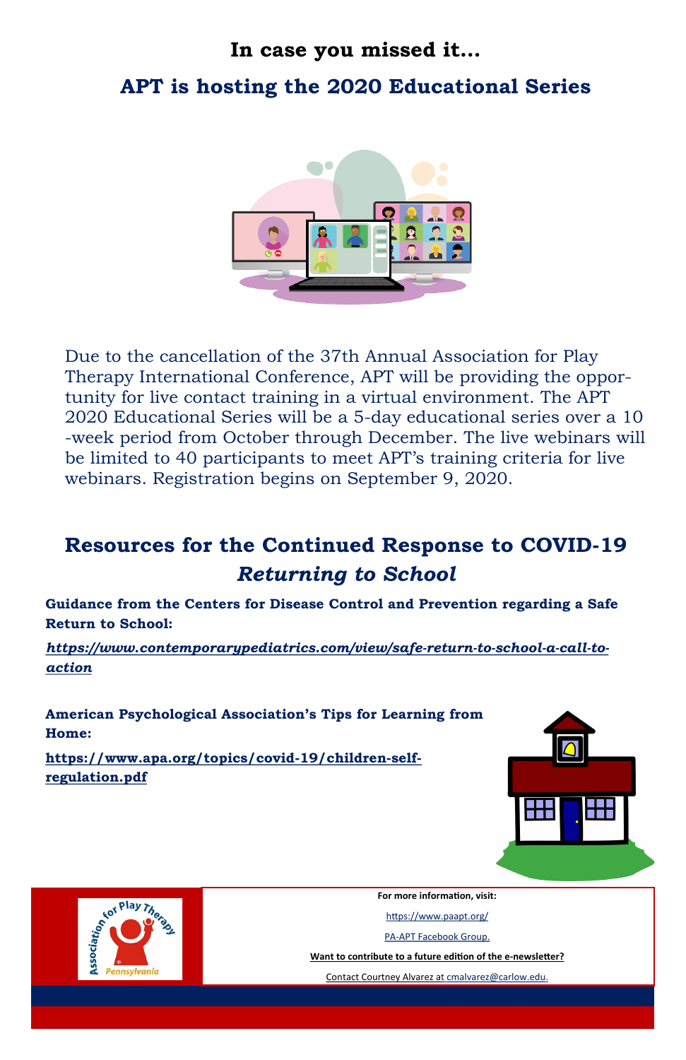# In case you missed it…

## APT is hosting the 2020 Educational Series

Due to the cancellation of the 37th Annual Association for Play Therapy International Conference, APT will be providing the opportunity for live contact training in a virtual environment. The APT 2020 Educational Series will be a 5-day educational series over a 10-week period from October through December. The live webinars will be limited to 40 participants to meet APT's training criteria for live webinars. Registration begins on September 9, 2020.

## Resources for the Continued Response to COVID-19

### *Returning to School*

**Guidance from the Centers for Disease Control and Prevention regarding a Safe Return to School:**

***https://www.contemporarypediatrics.com/view/safe-return-to-school-a-call-to-action***

**American Psychological Association's Tips for Learning from Home:**

**https://www.apa.org/topics/covid-19/children-self-regulation.pdf**

Association for Play Therapy Pennsylvania

**For more information, visit:**

https://www.paapt.org/

PA-APT Facebook Group.

**Want to contribute to a future edition of the e-newsletter?**

Contact Courtney Alvarez at cmalvarez@carlow.edu.